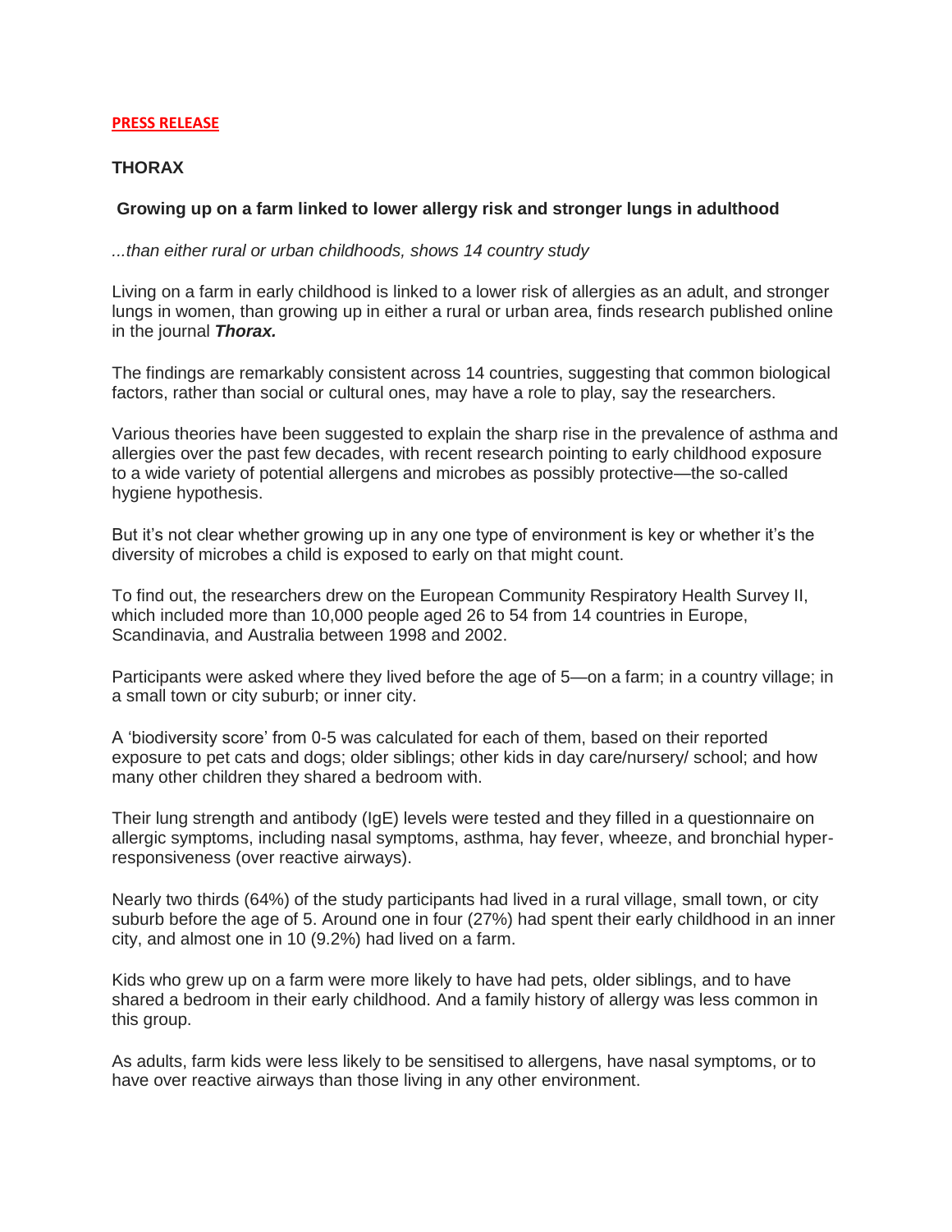**PRESS RELEASE**

## THORAX

### Growing up on a farm linked to lower allergy risk and stronger lungs in adulthood

*...than either rural or urban childhoods, shows 14 country study*

Living on a farm in early childhood is linked to a lower risk of allergies as an adult, and stronger lungs in women, than growing up in either a rural or urban area, finds research published online in the journal ***Thorax.***

The findings are remarkably consistent across 14 countries, suggesting that common biological factors, rather than social or cultural ones, may have a role to play, say the researchers.

Various theories have been suggested to explain the sharp rise in the prevalence of asthma and allergies over the past few decades, with recent research pointing to early childhood exposure to a wide variety of potential allergens and microbes as possibly protective—the so-called hygiene hypothesis.

But it's not clear whether growing up in any one type of environment is key or whether it's the diversity of microbes a child is exposed to early on that might count.

To find out, the researchers drew on the European Community Respiratory Health Survey II, which included more than 10,000 people aged 26 to 54 from 14 countries in Europe, Scandinavia, and Australia between 1998 and 2002.

Participants were asked where they lived before the age of 5—on a farm; in a country village; in a small town or city suburb; or inner city.

A 'biodiversity score' from 0-5 was calculated for each of them, based on their reported exposure to pet cats and dogs; older siblings; other kids in day care/nursery/ school; and how many other children they shared a bedroom with.

Their lung strength and antibody (IgE) levels were tested and they filled in a questionnaire on allergic symptoms, including nasal symptoms, asthma, hay fever, wheeze, and bronchial hyper-responsiveness (over reactive airways).

Nearly two thirds (64%) of the study participants had lived in a rural village, small town, or city suburb before the age of 5. Around one in four (27%) had spent their early childhood in an inner city, and almost one in 10 (9.2%) had lived on a farm.

Kids who grew up on a farm were more likely to have had pets, older siblings, and to have shared a bedroom in their early childhood. And a family history of allergy was less common in this group.

As adults, farm kids were less likely to be sensitised to allergens, have nasal symptoms, or to have over reactive airways than those living in any other environment.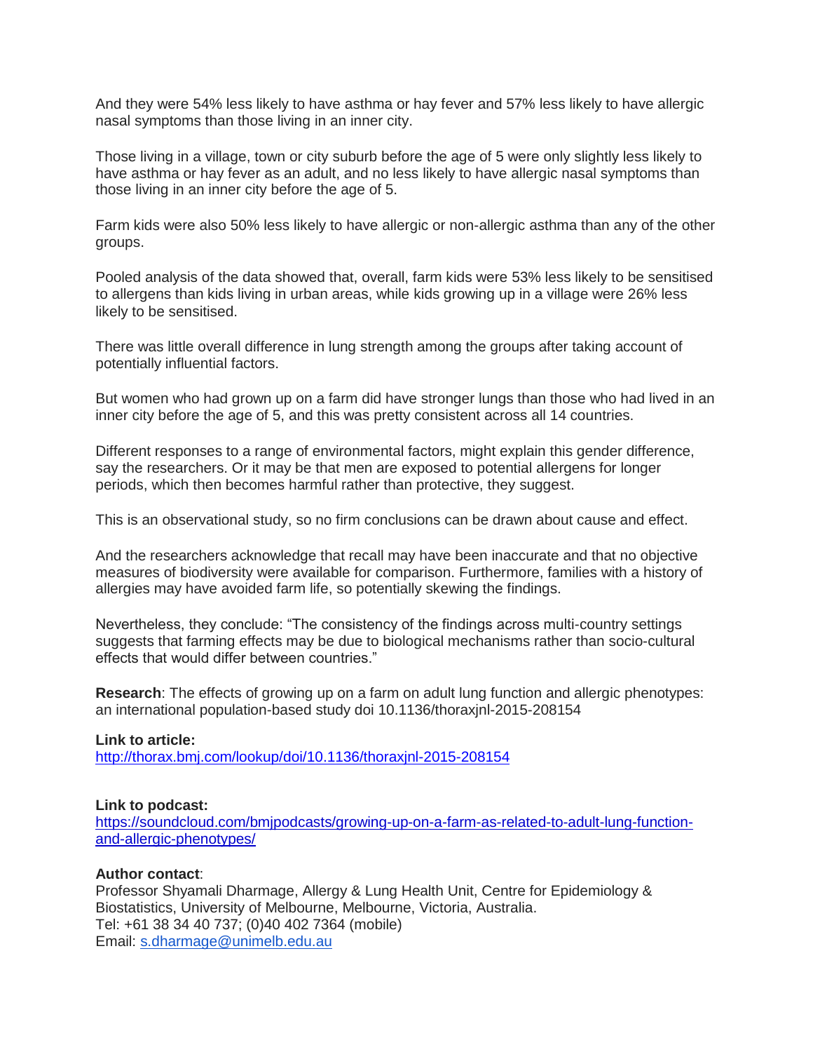And they were 54% less likely to have asthma or hay fever and 57% less likely to have allergic nasal symptoms than those living in an inner city.

Those living in a village, town or city suburb before the age of 5 were only slightly less likely to have asthma or hay fever as an adult, and no less likely to have allergic nasal symptoms than those living in an inner city before the age of 5.

Farm kids were also 50% less likely to have allergic or non-allergic asthma than any of the other groups.

Pooled analysis of the data showed that, overall, farm kids were 53% less likely to be sensitised to allergens than kids living in urban areas, while kids growing up in a village were 26% less likely to be sensitised.

There was little overall difference in lung strength among the groups after taking account of potentially influential factors.

But women who had grown up on a farm did have stronger lungs than those who had lived in an inner city before the age of 5, and this was pretty consistent across all 14 countries.

Different responses to a range of environmental factors, might explain this gender difference, say the researchers. Or it may be that men are exposed to potential allergens for longer periods, which then becomes harmful rather than protective, they suggest.

This is an observational study, so no firm conclusions can be drawn about cause and effect.

And the researchers acknowledge that recall may have been inaccurate and that no objective measures of biodiversity were available for comparison. Furthermore, families with a history of allergies may have avoided farm life, so potentially skewing the findings.

Nevertheless, they conclude: "The consistency of the findings across multi-country settings suggests that farming effects may be due to biological mechanisms rather than socio-cultural effects that would differ between countries."

**Research**: The effects of growing up on a farm on adult lung function and allergic phenotypes: an international population-based study doi 10.1136/thoraxjnl-2015-208154

**Link to article:**
http://thorax.bmj.com/lookup/doi/10.1136/thoraxjnl-2015-208154

**Link to podcast:**
https://soundcloud.com/bmjpodcasts/growing-up-on-a-farm-as-related-to-adult-lung-function-and-allergic-phenotypes/

**Author contact**:
Professor Shyamali Dharmage, Allergy & Lung Health Unit, Centre for Epidemiology & Biostatistics, University of Melbourne, Melbourne, Victoria, Australia.
Tel: +61 38 34 40 737; (0)40 402 7364 (mobile)
Email: s.dharmage@unimelb.edu.au